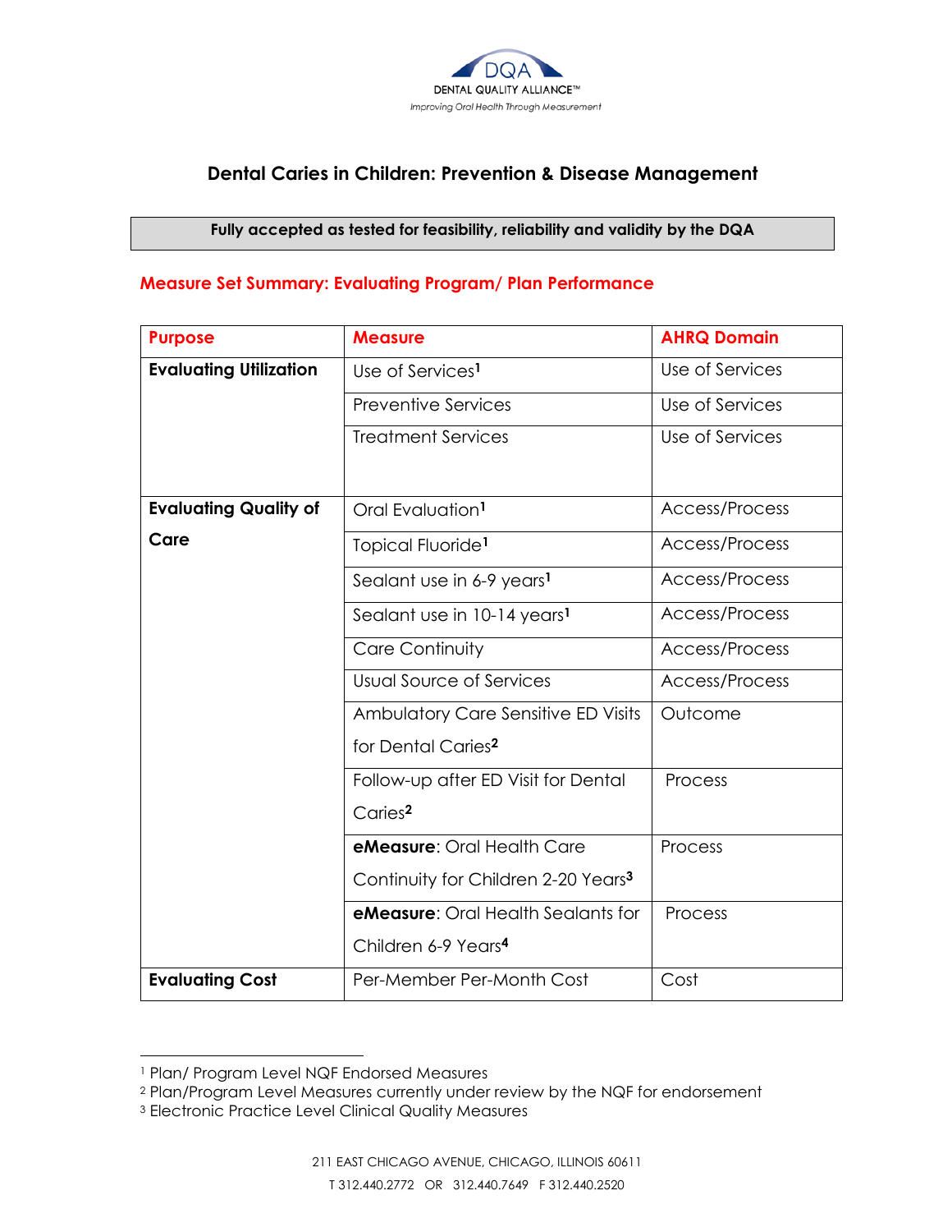DENTAL QUALITY ALLIANCE™

*Improving Oral Health Through Measurement*

# Dental Caries in Children: Prevention & Disease Management

**Fully accepted as tested for feasibility, reliability and validity by the DQA**

## Measure Set Summary: Evaluating Program/ Plan Performance

| Purpose | Measure | AHRQ Domain |
|---|---|---|
| **Evaluating Utilization** | Use of Services[1] | Use of Services |
| | Preventive Services | Use of Services |
| | Treatment Services | Use of Services |
| **Evaluating Quality of Care** | Oral Evaluation[1] | Access/Process |
| | Topical Fluoride[1] | Access/Process |
| | Sealant use in 6-9 years[1] | Access/Process |
| | Sealant use in 10-14 years[1] | Access/Process |
| | Care Continuity | Access/Process |
| | Usual Source of Services | Access/Process |
| | Ambulatory Care Sensitive ED Visits for Dental Caries[2] | Outcome |
| | Follow-up after ED Visit for Dental Caries[2] | Process |
| | **eMeasure**: Oral Health Care Continuity for Children 2-20 Years[3] | Process |
| | **eMeasure**: Oral Health Sealants for Children 6-9 Years[4] | Process |
| **Evaluating Cost** | Per-Member Per-Month Cost | Cost |

[1] Plan/ Program Level NQF Endorsed Measures

[2] Plan/Program Level Measures currently under review by the NQF for endorsement

[3] Electronic Practice Level Clinical Quality Measures

211 EAST CHICAGO AVENUE, CHICAGO, ILLINOIS 60611

T 312.440.2772 OR 312.440.7649 F 312.440.2520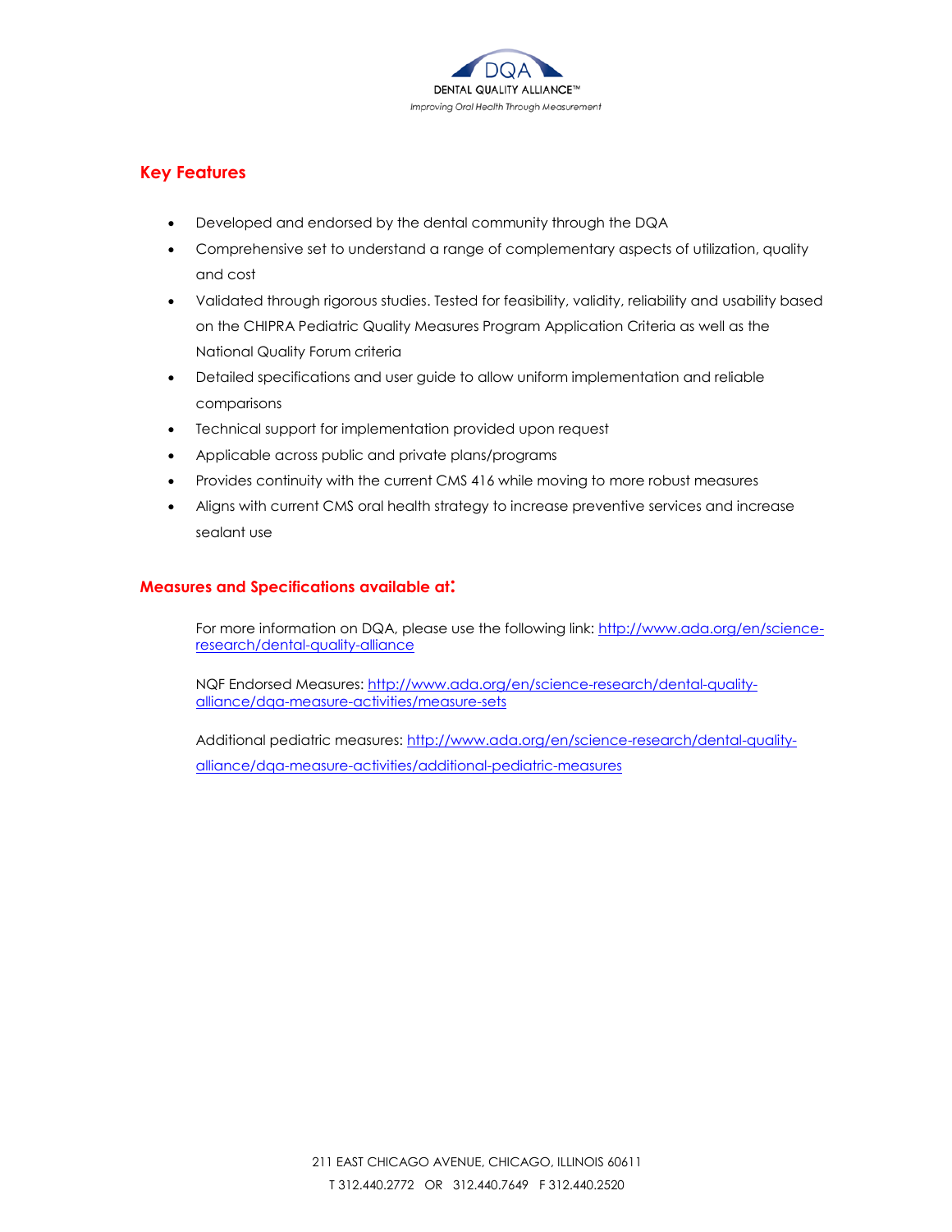## Key Features

- Developed and endorsed by the dental community through the DQA
- Comprehensive set to understand a range of complementary aspects of utilization, quality and cost
- Validated through rigorous studies. Tested for feasibility, validity, reliability and usability based on the CHIPRA Pediatric Quality Measures Program Application Criteria as well as the National Quality Forum criteria
- Detailed specifications and user guide to allow uniform implementation and reliable comparisons
- Technical support for implementation provided upon request
- Applicable across public and private plans/programs
- Provides continuity with the current CMS 416 while moving to more robust measures
- Aligns with current CMS oral health strategy to increase preventive services and increase sealant use

## Measures and Specifications available at:

For more information on DQA, please use the following link: http://www.ada.org/en/science-research/dental-quality-alliance

NQF Endorsed Measures: http://www.ada.org/en/science-research/dental-quality-alliance/dqa-measure-activities/measure-sets

Additional pediatric measures: http://www.ada.org/en/science-research/dental-quality-alliance/dqa-measure-activities/additional-pediatric-measures

211 EAST CHICAGO AVENUE, CHICAGO, ILLINOIS 60611
T 312.440.2772 OR 312.440.7649 F 312.440.2520